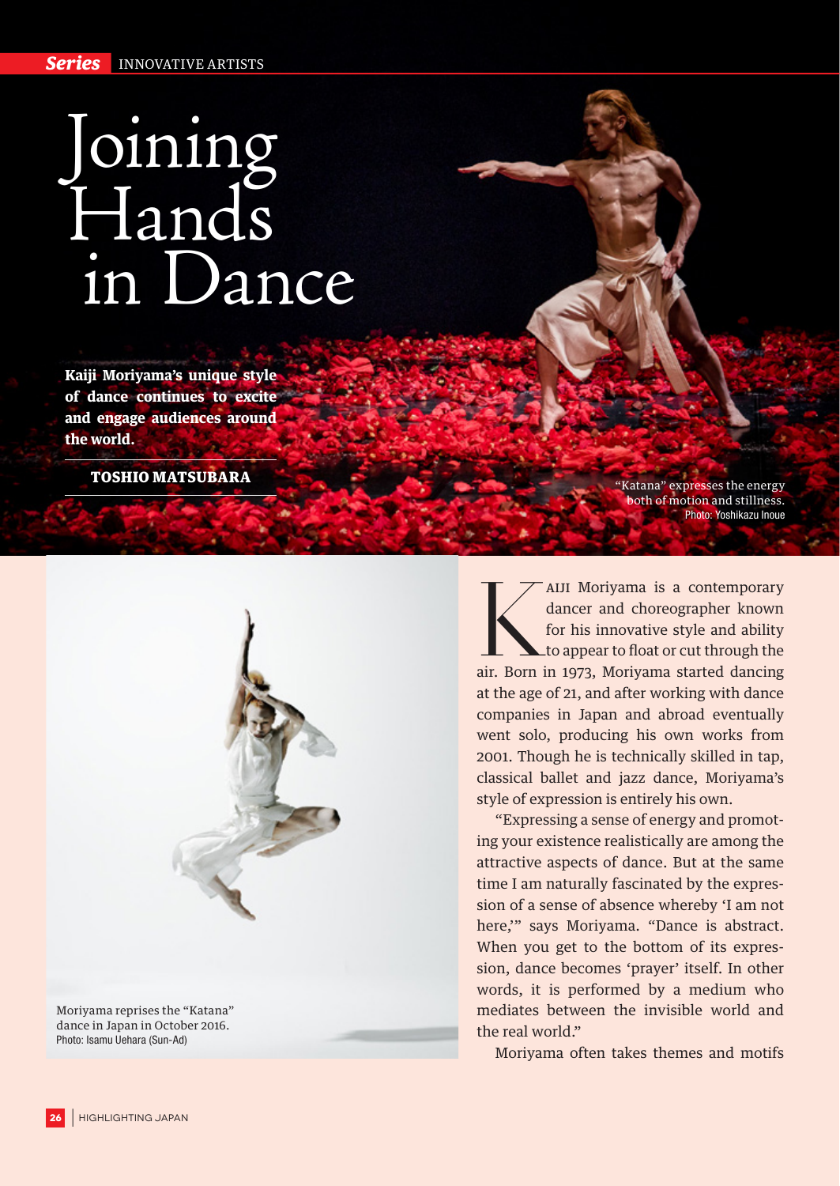Series INNOVATIVE ARTISTS

# Joining Hands in Dance

**Kaiji Moriyama's unique style of dance continues to excite and engage audiences around the world.**

**TOSHIO MATSUBARA**

"Katana" expresses the energy both of motion and stillness.
Photo: Yoshikazu Inoue

Moriyama reprises the "Katana" dance in Japan in October 2016.
Photo: Isamu Uehara (Sun-Ad)

KAIJI Moriyama is a contemporary dancer and choreographer known for his innovative style and ability to appear to float or cut through the air. Born in 1973, Moriyama started dancing at the age of 21, and after working with dance companies in Japan and abroad eventually went solo, producing his own works from 2001. Though he is technically skilled in tap, classical ballet and jazz dance, Moriyama's style of expression is entirely his own.

"Expressing a sense of energy and promoting your existence realistically are among the attractive aspects of dance. But at the same time I am naturally fascinated by the expression of a sense of absence whereby 'I am not here,'" says Moriyama. "Dance is abstract. When you get to the bottom of its expression, dance becomes 'prayer' itself. In other words, it is performed by a medium who mediates between the invisible world and the real world."

Moriyama often takes themes and motifs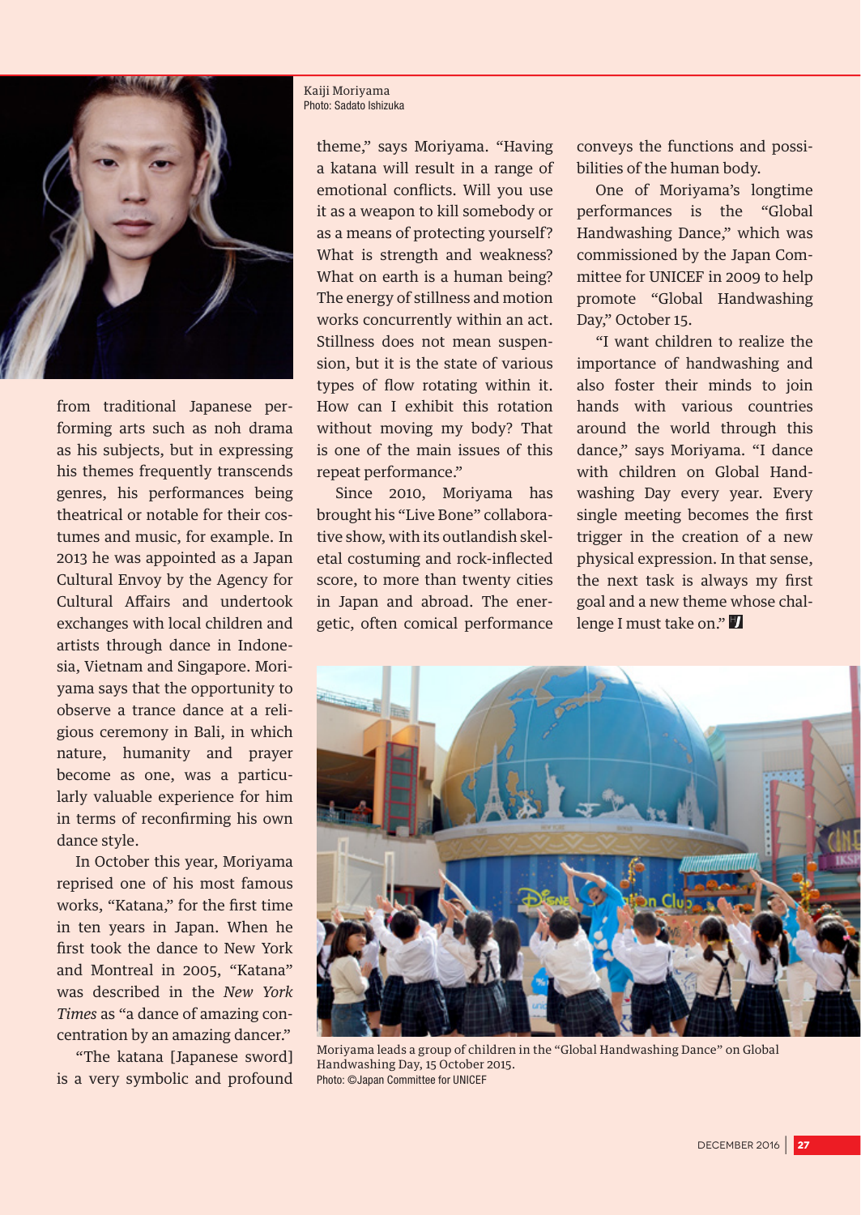Kaiji Moriyama
Photo: Sadato Ishizuka

from traditional Japanese performing arts such as noh drama as his subjects, but in expressing his themes frequently transcends genres, his performances being theatrical or notable for their costumes and music, for example. In 2013 he was appointed as a Japan Cultural Envoy by the Agency for Cultural Affairs and undertook exchanges with local children and artists through dance in Indonesia, Vietnam and Singapore. Moriyama says that the opportunity to observe a trance dance at a religious ceremony in Bali, in which nature, humanity and prayer become as one, was a particularly valuable experience for him in terms of reconfirming his own dance style.

In October this year, Moriyama reprised one of his most famous works, "Katana," for the first time in ten years in Japan. When he first took the dance to New York and Montreal in 2005, "Katana" was described in the *New York Times* as "a dance of amazing concentration by an amazing dancer."

"The katana [Japanese sword] is a very symbolic and profound theme," says Moriyama. "Having a katana will result in a range of emotional conflicts. Will you use it as a weapon to kill somebody or as a means of protecting yourself? What is strength and weakness? What on earth is a human being? The energy of stillness and motion works concurrently within an act. Stillness does not mean suspension, but it is the state of various types of flow rotating within it. How can I exhibit this rotation without moving my body? That is one of the main issues of this repeat performance."

Since 2010, Moriyama has brought his "Live Bone" collaborative show, with its outlandish skeletal costuming and rock-inflected score, to more than twenty cities in Japan and abroad. The energetic, often comical performance conveys the functions and possibilities of the human body.

One of Moriyama's longtime performances is the "Global Handwashing Dance," which was commissioned by the Japan Committee for UNICEF in 2009 to help promote "Global Handwashing Day," October 15.

"I want children to realize the importance of handwashing and also foster their minds to join hands with various countries around the world through this dance," says Moriyama. "I dance with children on Global Handwashing Day every year. Every single meeting becomes the first trigger in the creation of a new physical expression. In that sense, the next task is always my first goal and a new theme whose challenge I must take on."

Moriyama leads a group of children in the "Global Handwashing Dance" on Global Handwashing Day, 15 October 2015.
Photo: ©Japan Committee for UNICEF